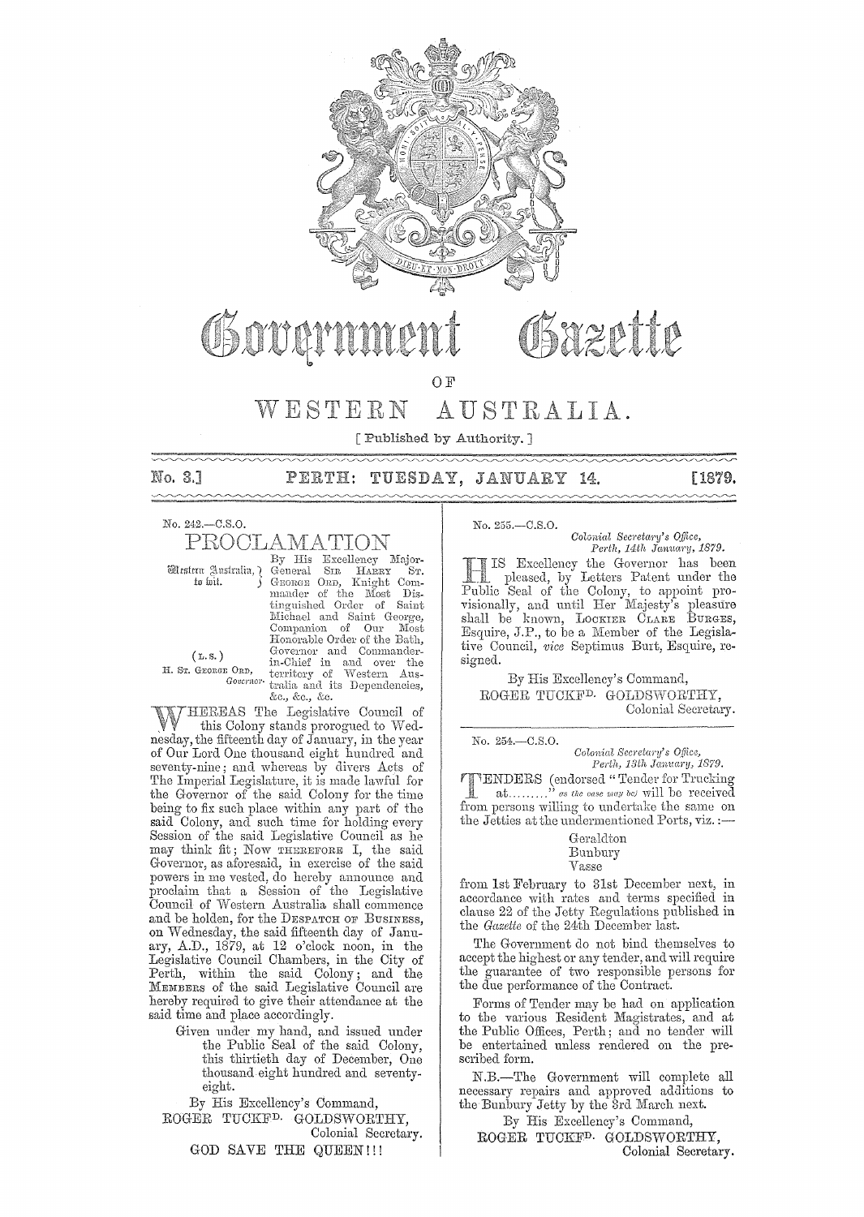# Government Gazette

OF

# WESTERN AUSTRALIA.

[ Published by Authority. ]

No. 3.] PERTH: TUESDAY, JANUARY 14. [1879.

No. 242.—C.S.O.

## PROCLAMATION

Western Australia, to wit.

(L.S.)

H. ST. GEORGE ORD, *Governor.*

By His Excellency Major-General SIR HARRY ST. GEORGE ORD, Knight Commander of the Most Distinguished Order of Saint Michael and Saint George, Companion of Our Most Honorable Order of the Bath, Governor and Commander-in-Chief in and over the territory of Western Australia and its Dependencies, &c., &c., &c.

WHEREAS The Legislative Council of this Colony stands prorogued to Wednesday, the fifteenth day of January, in the year of Our Lord One thousand eight hundred and seventy-nine; and whereas by divers Acts of The Imperial Legislature, it is made lawful for the Governor of the said Colony for the time being to fix such place within any part of the said Colony, and such time for holding every Session of the said Legislative Council as he may think fit; Now THEREFORE I, the said Governor, as aforesaid, in exercise of the said powers in me vested, do hereby announce and proclaim that a Session of the Legislative Council of Western Australia shall commence and be holden, for the DESPATCH OF BUSINESS, on Wednesday, the said fifteenth day of January, A.D., 1879, at 12 o'clock noon, in the Legislative Council Chambers, in the City of Perth, within the said Colony; and the MEMBERS of the said Legislative Council are hereby required to give their attendance at the said time and place accordingly.

Given under my hand, and issued under the Public Seal of the said Colony, this thirtieth day of December, One thousand eight hundred and seventy-eight.

By His Excellency's Command,
ROGER TUCKFD. GOLDSWORTHY,
Colonial Secretary.

GOD SAVE THE QUEEN!!!

---

No. 255.—C.S.O.

*Colonial Secretary's Office,*
*Perth, 14th January, 1879.*

HIS Excellency the Governor has been pleased, by Letters Patent under the Public Seal of the Colony, to appoint provisionally, and until Her Majesty's pleasure shall be known, LOCKIER CLARE BURGES, Esquire, J.P., to be a Member of the Legislative Council, *vice* Septimus Burt, Esquire, resigned.

By His Excellency's Command,
ROGER TUCKFD. GOLDSWORTHY,
Colonial Secretary.

---

No. 254.—C.S.O.

*Colonial Secretary's Office,*
*Perth, 13th January, 1879.*

TENDERS (endorsed "Tender for Trucking at........." *as the case may be)* will be received from persons willing to undertake the same on the Jetties at the undermentioned Ports, viz.:—

Geraldton
Bunbury
Vasse

from 1st February to 31st December next, in accordance with rates and terms specified in clause 22 of the Jetty Regulations published in the *Gazette* of the 24th December last.

The Government do not bind themselves to accept the highest or any tender, and will require the guarantee of two responsible persons for the due performance of the Contract.

Forms of Tender may be had on application to the various Resident Magistrates, and at the Public Offices, Perth; and no tender will be entertained unless rendered on the prescribed form.

N.B.—The Government will complete all necessary repairs and approved additions to the Bunbury Jetty by the 3rd March next.

By His Excellency's Command,
ROGER TUCKFD. GOLDSWORTHY,
Colonial Secretary.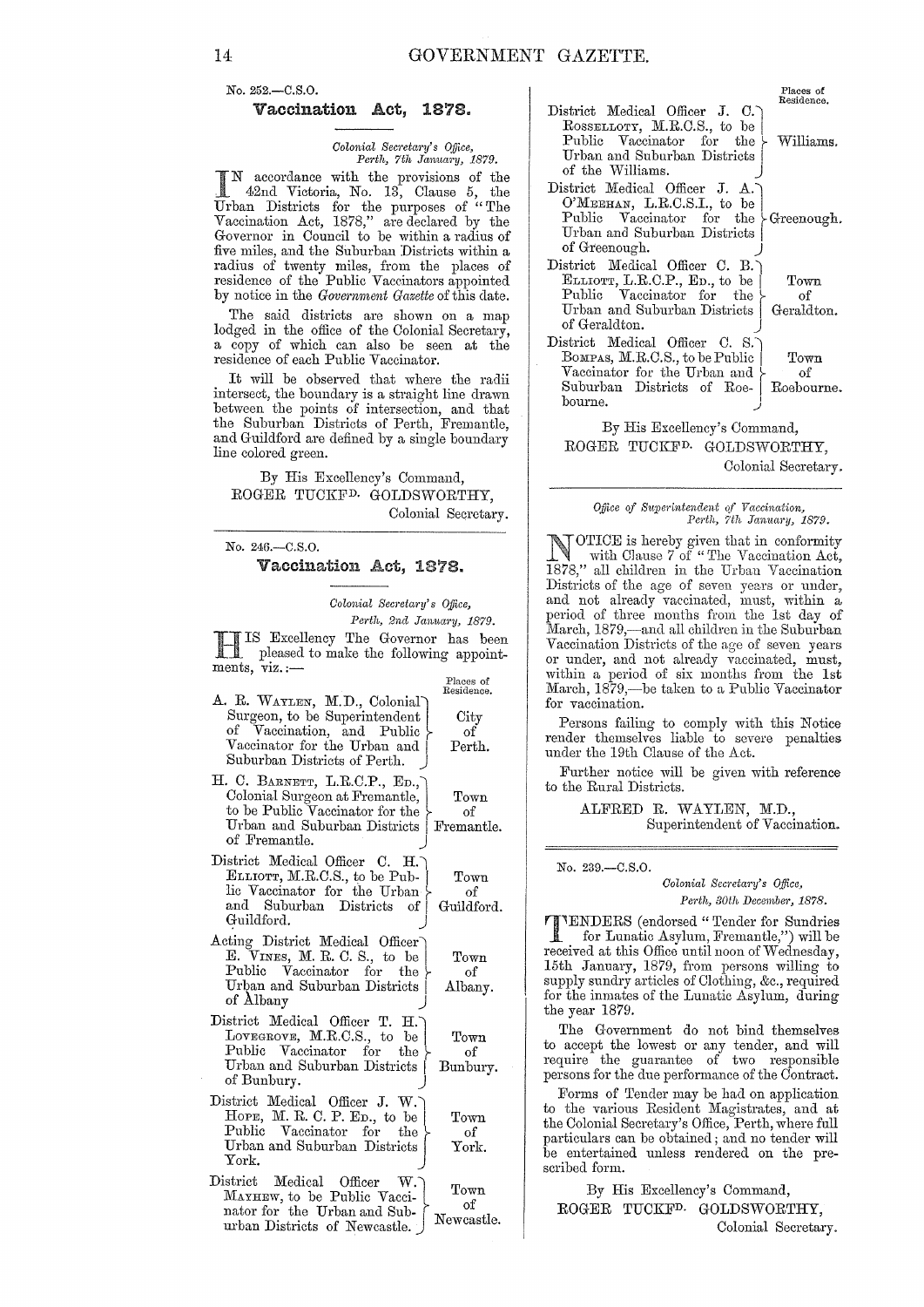No. 252.—C.S.O.

## Vaccination Act, 1878.

*Colonial Secretary's Office, Perth, 7th January, 1879.*

IN accordance with the provisions of the 42nd Victoria, No. 13, Clause 5, the Urban Districts for the purposes of "The Vaccination Act, 1878," are declared by the Governor in Council to be within a radius of five miles, and the Suburban Districts within a radius of twenty miles, from the places of residence of the Public Vaccinators appointed by notice in the *Government Gazette* of this date.

The said districts are shown on a map lodged in the office of the Colonial Secretary, a copy of which can also be seen at the residence of each Public Vaccinator.

It will be observed that where the radii intersect, the boundary is a straight line drawn between the points of intersection, and that the Suburban Districts of Perth, Fremantle, and Guildford are defined by a single boundary line colored green.

By His Excellency's Command,
ROGER TUCKFD. GOLDSWORTHY,
Colonial Secretary.

---

No. 246.—C.S.O.

## Vaccination Act, 1878.

*Colonial Secretary's Office, Perth, 2nd January, 1879.*

HIS Excellency The Governor has been pleased to make the following appointments, viz.:—

| | Places of Residence. |
|---|---|
| A. R. WAYLEN, M.D., Colonial Surgeon, to be Superintendent of Vaccination, and Public Vaccinator for the Urban and Suburban Districts of Perth. | City of Perth. |
| H. C. BARNETT, L.R.C.P., ED., Colonial Surgeon at Fremantle, to be Public Vaccinator for the Urban and Suburban Districts of Fremantle. | Town of Fremantle. |
| District Medical Officer C. H. ELLIOTT, M.R.C.S., to be Public Vaccinator for the Urban and Suburban Districts of Guildford. | Town of Guildford. |
| Acting District Medical Officer E. VINES, M. R. C. S., to be Public Vaccinator for the Urban and Suburban Districts of Albany | Town of Albany. |
| District Medical Officer T. H. LOVEGROVE, M.R.C.S., to be Public Vaccinator for the Urban and Suburban Districts of Bunbury. | Town of Bunbury. |
| District Medical Officer J. W. HOPE, M. R. C. P. ED., to be Public Vaccinator for the Urban and Suburban Districts of York. | Town of York. |
| District Medical Officer W. MAYHEW, to be Public Vaccinator for the Urban and Suburban Districts of Newcastle. | Town of Newcastle. |
| District Medical Officer J. C. ROSSELLOTY, M.R.C.S., to be Public Vaccinator for the Urban and Suburban Districts of the Williams. | Williams. |
| District Medical Officer J. A. O'MEEHAN, L.R.C.S.I., to be Public Vaccinator for the Urban and Suburban Districts of Greenough. | Greenough. |
| District Medical Officer C. B. ELLIOTT, L.R.C.P., ED., to be Public Vaccinator for the Urban and Suburban Districts of Geraldton. | Town Geraldton. |
| District Medical Officer C. S. BOMPAS, M.R.C.S., to be Public Vaccinator for the Urban and Suburban Districts of Roebourne. | Town of Roebourne. |

By His Excellency's Command,
ROGER TUCKFD. GOLDSWORTHY,
Colonial Secretary.

---

*Office of Superintendent of Vaccination, Perth, 7th January, 1879.*

NOTICE is hereby given that in conformity with Clause 7 of "The Vaccination Act, 1878," all children in the Urban Vaccination Districts of the age of seven years or under, and not already vaccinated, must, within a period of three months from the 1st day of March, 1879,—and all children in the Suburban Vaccination Districts of the age of seven years or under, and not already vaccinated, must, within a period of six months from the 1st March, 1879,—be taken to a Public Vaccinator for vaccination.

Persons failing to comply with this Notice render themselves liable to severe penalties under the 19th Clause of the Act.

Further notice will be given with reference to the Rural Districts.

ALFRED R. WAYLEN, M.D.,
Superintendent of Vaccination.

---

No. 239.—C.S.O.

*Colonial Secretary's Office, Perth, 30th December, 1878.*

TENDERS (endorsed "Tender for Sundries for Lunatic Asylum, Fremantle,") will be received at this Office until noon of Wednesday, 15th January, 1879, from persons willing to supply sundry articles of Clothing, &c., required for the inmates of the Lunatic Asylum, during the year 1879.

The Government do not bind themselves to accept the lowest or any tender, and will require the guarantee of two responsible persons for the due performance of the Contract.

Forms of Tender may be had on application to the various Resident Magistrates, and at the Colonial Secretary's Office, Perth, where full particulars can be obtained; and no tender will be entertained unless rendered on the prescribed form.

By His Excellency's Command,
ROGER TUCKFD. GOLDSWORTHY,
Colonial Secretary.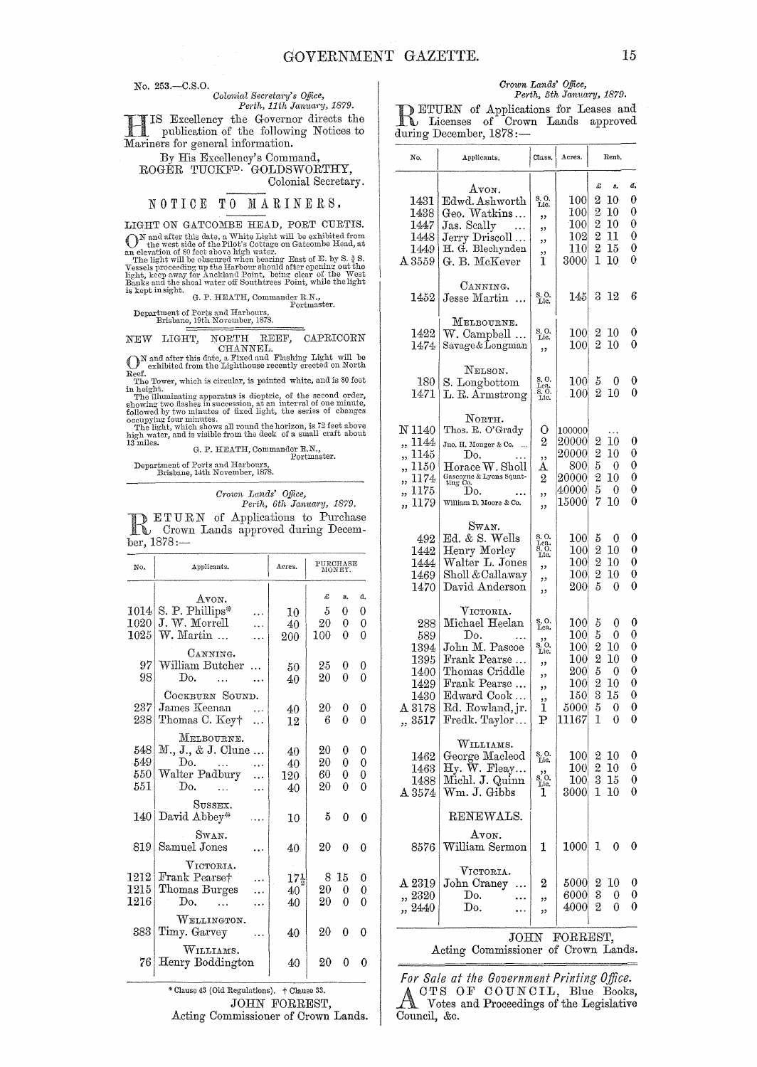No. 253.—C.S.O.

*Colonial Secretary's Office,*
*Perth, 11th January, 1879.*

HIS Excellency the Governor directs the publication of the following Notices to Mariners for general information.

By His Excellency's Command,
ROGER TUCKFD. GOLDSWORTHY,
Colonial Secretary.

## NOTICE TO MARINERS.

LIGHT ON GATCOMBE HEAD, PORT CURTIS.

ON and after this date, a White Light will be exhibited from the west side of the Pilot's Cottage on Gatcombe Head, at an elevation of 80 feet above high water.

The light will be obscured when bearing East of E. by S. ¾ S. Vessels proceeding up the Harbour should after opening out the light, keep away for Auckland Point, being clear of the West Banks and the shoal water off Southtrees Point, while the light is kept in sight.

G. P. HEATH, Commander R.N.,
Portmaster.

Department of Ports and Harbours,
Brisbane, 19th November, 1878.

NEW LIGHT, NORTH REEF, CAPRICORN CHANNEL.

ON and after this date, a Fixed and Flashing Light will be exhibited from the Lighthouse recently erected on North Reef.

The Tower, which is circular, is painted white, and is 80 feet in height.

The illuminating apparatus is dioptric, of the second order, showing two flashes in succession, at an interval of one minute, followed by two minutes of fixed light, the series of changes occupying four minutes.

The light, which shows all round the horizon, is 72 feet above high water, and is visible from the deck of a small craft about 13 miles.

G. P. HEATH, Commander R.N.,
Portmaster.

Department of Ports and Harbours,
Brisbane, 14th November, 1878.

---

*Crown Lands' Office,*
*Perth, 6th January, 1879.*

RETURN of Applications to Purchase Crown Lands approved during December, 1878:—

| No. | Applicants. | Acres. | Purchase Money. £ | s. | d. |
|---|---|---|---|---|---|
| | AVON. | | | | |
| 1014 | S. P. Phillips* | 10 | 5 | 0 | 0 |
| 1020 | J. W. Morrell | 40 | 20 | 0 | 0 |
| 1025 | W. Martin ... | 200 | 100 | 0 | 0 |
| | CANNING. | | | | |
| 97 | William Butcher ... | 50 | 25 | 0 | 0 |
| 98 | Do. | 40 | 20 | 0 | 0 |
| | COCKBURN SOUND. | | | | |
| 237 | James Keenan | 40 | 20 | 0 | 0 |
| 238 | Thomas C. Key† | 12 | 6 | 0 | 0 |
| | MELBOURNE. | | | | |
| 548 | M., J., & J. Clune ... | 40 | 20 | 0 | 0 |
| 549 | Do. | 40 | 20 | 0 | 0 |
| 550 | Walter Padbury | 120 | 60 | 0 | 0 |
| 551 | Do. | 40 | 20 | 0 | 0 |
| | SUSSEX. | | | | |
| 140 | David Abbey* | 10 | 5 | 0 | 0 |
| | SWAN. | | | | |
| 819 | Samuel Jones | 40 | 20 | 0 | 0 |
| | VICTORIA. | | | | |
| 1212 | Frank Pearse† | 17½ | 8 | 15 | 0 |
| 1215 | Thomas Burges | 40 | 20 | 0 | 0 |
| 1216 | Do. | 40 | 20 | 0 | 0 |
| | WELLINGTON. | | | | |
| 383 | Timy. Garvey | 40 | 20 | 0 | 0 |
| | WILLIAMS. | | | | |
| 76 | Henry Boddington | 40 | 20 | 0 | 0 |

\* Clause 43 (Old Regulations). † Clause 33.

JOHN FORREST,
Acting Commissioner of Crown Lands.

---

*Crown Lands' Office,*
*Perth, 5th January, 1879.*

RETURN of Applications for Leases and Licenses of Crown Lands approved during December, 1878:—

| No. | Applicants. | Class. | Acres. | Rent. £ | s. | d. |
|---|---|---|---|---|---|---|
| | AVON. | | | | | |
| 1431 | Edwd. Ashworth | S. O. Lic. | 100 | 2 | 10 | 0 |
| 1438 | Geo. Watkins... | ,, | 100 | 2 | 10 | 0 |
| 1447 | Jas. Scally | ,, | 100 | 2 | 10 | 0 |
| 1448 | Jerry Driscoll... | ,, | 102 | 2 | 11 | 0 |
| 1449 | H. G. Blechynden | ,, | 110 | 2 | 15 | 0 |
| A 3559 | G. B. McKever | 1 | 3000 | 1 | 10 | 0 |
| | CANNING. | | | | | |
| 1452 | Jesse Martin ... | S. O. Lic. | 145 | 3 | 12 | 6 |
| | MELBOURNE. | | | | | |
| 1422 | W. Campbell ... | S. O. Lic. | 100 | 2 | 10 | 0 |
| 1474 | Savage & Longman | ,, | 100 | 2 | 10 | 0 |
| | NELSON. | | | | | |
| 180 | S. Longbottom | S. O. Lea. | 100 | 5 | 0 | 0 |
| 1471 | L. R. Armstrong | S. O. Lic. | 100 | 2 | 10 | 0 |
| | NORTH. | | | | | |
| N 1140 | Thos. E. O'Grady | O | 100000 | ... | | |
| ,, 1144 | Jno. H. Monger & Co. ... | 2 | 20000 | 2 | 10 | 0 |
| ,, 1145 | Do. | ,, | 20000 | 2 | 10 | 0 |
| ,, 1150 | Horace W. Sholl | A | 800 | 5 | 0 | 0 |
| ,, 1174 | Gascoyne & Lyons Squatting Co. | 2 | 20000 | 2 | 10 | 0 |
| ,, 1175 | Do. | ,, | 40000 | 5 | 0 | 0 |
| ,, 1179 | William D. Moore & Co. | ,, | 15000 | 7 | 10 | 0 |
| | SWAN. | | | | | |
| 492 | Ed. & S. Wells | S. O. Lea. | 100 | 5 | 0 | 0 |
| 1442 | Henry Morley | S. O. Lic. | 100 | 2 | 10 | 0 |
| 1444 | Walter L. Jones | ,, | 100 | 2 | 10 | 0 |
| 1469 | Sholl & Callaway | ,, | 100 | 2 | 10 | 0 |
| 1470 | David Anderson | ,, | 200 | 5 | 0 | 0 |
| | VICTORIA. | | | | | |
| 288 | Michael Heelan | S. O. Lea. | 100 | 5 | 0 | 0 |
| 589 | Do. | ,, | 100 | 5 | 0 | 0 |
| 1394 | John M. Pascoe | S. O. Lic. | 100 | 2 | 10 | 0 |
| 1395 | Frank Pearse ... | ,, | 100 | 2 | 10 | 0 |
| 1400 | Thomas Criddle | ,, | 200 | 5 | 0 | 0 |
| 1429 | Frank Pearse ... | ,, | 100 | 2 | 10 | 0 |
| 1430 | Edward Cook ... | ,, | 150 | 3 | 15 | 0 |
| A 3178 | Rd. Rowland, jr. | 1 | 5000 | 5 | 0 | 0 |
| ,, 3517 | Fredk. Taylor... | P | 11167 | 1 | 0 | 0 |
| | WILLIAMS. | | | | | |
| 1462 | George Macleod | S. O. Lic. | 100 | 2 | 10 | 0 |
| 1463 | Hy. W. Fleay... | ,, | 100 | 2 | 10 | 0 |
| 1488 | Michl. J. Quinn | S. O. Lic. | 100 | 3 | 15 | 0 |
| A 3574 | Wm. J. Gibbs | 1 | 3000 | 1 | 10 | 0 |
| | RENEWALS. | | | | | |
| | AVON. | | | | | |
| 8576 | William Sermon | 1 | 1000 | 1 | 0 | 0 |
| | VICTORIA. | | | | | |
| A 2319 | John Craney ... | 2 | 5000 | 2 | 10 | 0 |
| ,, 2320 | Do. | ,, | 6000 | 3 | 0 | 0 |
| ,, 2440 | Do. | ,, | 4000 | 2 | 0 | 0 |

JOHN FORREST,
Acting Commissioner of Crown Lands.

---

*For Sale at the Government Printing Office.*

ACTS OF COUNCIL, Blue Books, Votes and Proceedings of the Legislative Council, &c.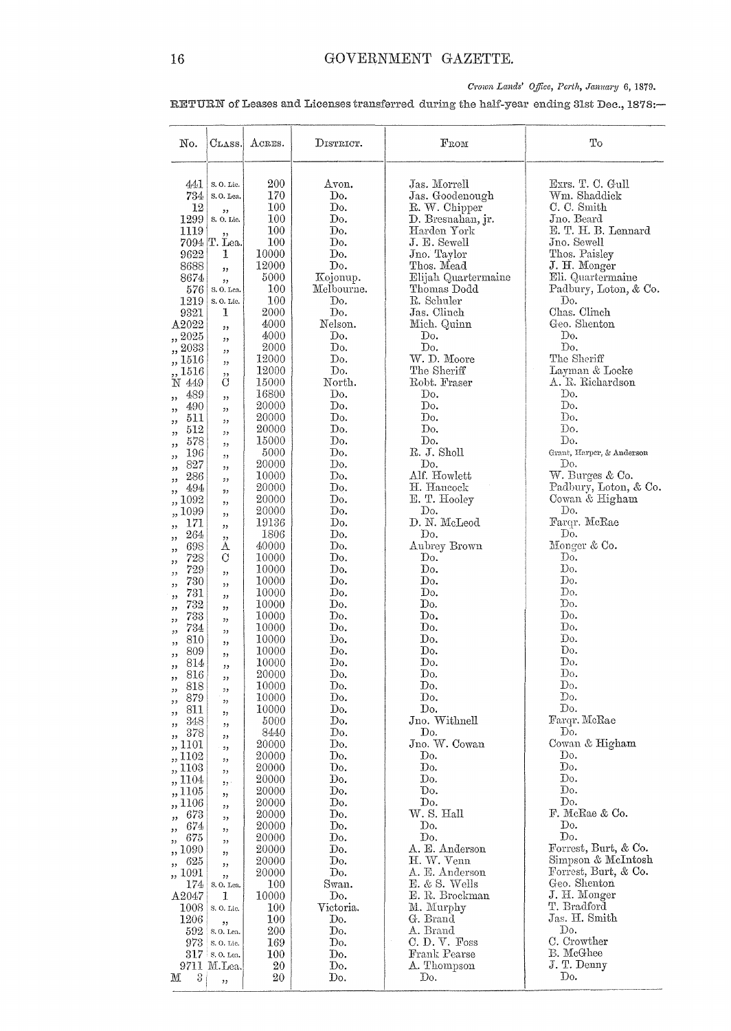*Crown Lands' Office, Perth, January 6, 1879.*

RETURN of Leases and Licenses transferred during the half-year ending 31st Dec., 1878:—

| No. | Class. | Acres. | District. | From | To |
|---|---|---|---|---|---|
| 441 | S. O. Lic. | 200 | Avon. | Jas. Morrell | Exrs. T. C. Gull |
| 734 | S. O. Lea. | 170 | Do. | Jas. Goodenough | Wm. Shaddick |
| 12 | ,, | 100 | Do. | R. W. Chipper | C. C. Smith |
| 1299 | S. O. Lic. | 100 | Do. | D. Bresnahan, jr. | Jno. Beard |
| 1119 | ,, | 100 | Do. | Harden York | E. T. H. B. Lennard |
| 7094 | T. Lea. | 100 | Do. | J. E. Sewell | Jno. Sewell |
| 9622 | 1 | 10000 | Do. | Jno. Taylor | Thos. Paisley |
| 8688 | ,, | 12000 | Do. | Thos. Mead | J. H. Monger |
| 8674 | ,, | 5000 | Kojonup. | Elijah Quartermaine | Eli. Quartermaine |
| 576 | S. O. Lea. | 100 | Melbourne. | Thomas Dodd | Padbury, Loton, & Co. |
| 1219 | S. O. Lic. | 100 | Do. | R. Schuler | Do. |
| 9321 | 1 | 2000 | Do. | Jas. Clinch | Chas. Clinch |
| A2022 | ,, | 4000 | Nelson. | Mich. Quinn | Geo. Shenton |
| ,, 2025 | ,, | 4000 | Do. | Do. | Do. |
| ,, 2033 | ,, | 2000 | Do. | Do. | Do. |
| ,, 1516 | ,, | 12000 | Do. | W. D. Moore | The Sheriff |
| ,, 1516 | ,, | 12000 | Do. | The Sheriff | Layman & Locke |
| N 449 | C | 15000 | North. | Robt. Fraser | A. R. Richardson |
| ,, 489 | ,, | 16800 | Do. | Do. | Do. |
| ,, 490 | ,, | 20000 | Do. | Do. | Do. |
| ,, 511 | ,, | 20000 | Do. | Do. | Do. |
| ,, 512 | ,, | 20000 | Do. | Do. | Do. |
| ,, 578 | ,, | 15000 | Do. | Do. | Do. |
| ,, 196 | ,, | 5000 | Do. | R. J. Sholl | Grant, Harper, & Anderson |
| ,, 827 | ,, | 20000 | Do. | Do. | Do. |
| ,, 286 | ,, | 10000 | Do. | Alf. Howlett | W. Burges & Co. |
| ,, 494 | ,, | 20000 | Do. | H. Hancock | Padbury, Loton, & Co. |
| ,, 1092 | ,, | 20000 | Do. | E. T. Hooley | Cowan & Higham |
| ,, 1099 | ,, | 20000 | Do. | Do. | Do. |
| ,, 171 | ,, | 19136 | Do. | D. N. McLeod | Farqr. McRae |
| ,, 264 | ,, | 1806 | Do. | Do. | Do. |
| ,, 698 | A | 40000 | Do. | Aubrey Brown | Monger & Co. |
| ,, 728 | C | 10000 | Do. | Do. | Do. |
| ,, 729 | ,, | 10000 | Do. | Do. | Do. |
| ,, 730 | ,, | 10000 | Do. | Do. | Do. |
| ,, 731 | ,, | 10000 | Do. | Do. | Do. |
| ,, 732 | ,, | 10000 | Do. | Do. | Do. |
| ,, 733 | ,, | 10000 | Do. | Do. | Do. |
| ,, 734 | ,, | 10000 | Do. | Do. | Do. |
| ,, 810 | ,, | 10000 | Do. | Do. | Do. |
| ,, 809 | ,, | 10000 | Do. | Do. | Do. |
| ,, 814 | ,, | 10000 | Do. | Do. | Do. |
| ,, 816 | ,, | 20000 | Do. | Do. | Do. |
| ,, 818 | ,, | 10000 | Do. | Do. | Do. |
| ,, 879 | ,, | 10000 | Do. | Do. | Do. |
| ,, 811 | ,, | 10000 | Do. | Do. | Do. |
| ,, 348 | ,, | 5000 | Do. | Jno. Withnell | Farqr. McRae |
| ,, 378 | ,, | 8440 | Do. | Do. | Do. |
| ,, 1101 | ,, | 20000 | Do. | Jno. W. Cowan | Cowan & Higham |
| ,, 1102 | ,, | 20000 | Do. | Do. | Do. |
| ,, 1103 | ,, | 20000 | Do. | Do. | Do. |
| ,, 1104 | ,, | 20000 | Do. | Do. | Do. |
| ,, 1105 | ,, | 20000 | Do. | Do. | Do. |
| ,, 1106 | ,, | 20000 | Do. | Do. | Do. |
| ,, 673 | ,, | 20000 | Do. | W. S. Hall | F. McRae & Co. |
| ,, 674 | ,, | 20000 | Do. | Do. | Do. |
| ,, 675 | ,, | 20000 | Do. | Do. | Do. |
| ,, 1090 | ,, | 20000 | Do. | A. E. Anderson | Forrest, Burt, & Co. |
| ,, 625 | ,, | 20000 | Do. | H. W. Venn | Simpson & McIntosh |
| ,, 1091 | ,, | 20000 | Do. | A. E. Anderson | Forrest, Burt, & Co. |
| 174 | S. O. Lea. | 100 | Swan. | E. & S. Wells | Geo. Shenton |
| A2047 | 1 | 10000 | Do. | E. R. Brockman | J. H. Monger |
| 1008 | S. O. Lic. | 100 | Victoria. | M. Murphy | T. Bradford |
| 1206 | ,, | 100 | Do. | G. Brand | Jas. H. Smith |
| 592 | S. O. Lea. | 200 | Do. | A. Brand | Do. |
| 973 | S. O. Lic. | 169 | Do. | C. D. V. Foss | C. Crowther |
| 317 | S. O. Lea. | 100 | Do. | Frank Pearse | B. McGhee |
| 9711 | M.Lea. | 20 | Do. | A. Thompson | J. T. Denny |
| M 3 | ,, | 20 | Do. | Do. | Do. |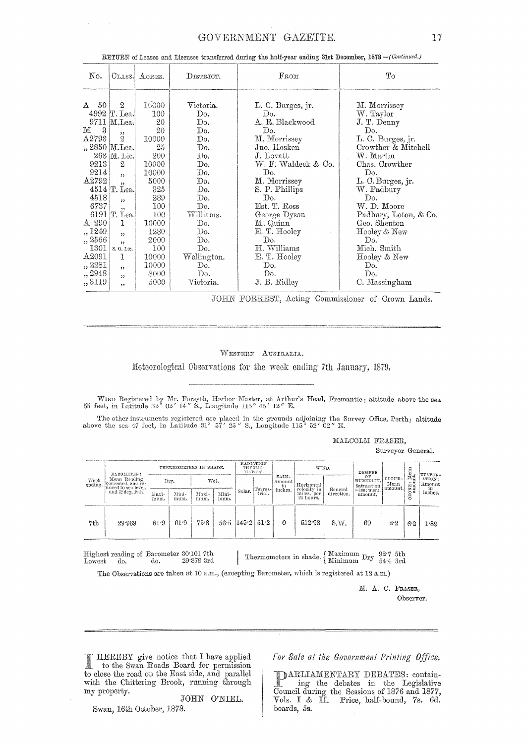RETURN of Leases and Licenses transferred during the half-year ending 31st December, 1878.—*(Continued.)*

| No. | Class. | Acres. | District. | From | To |
|---|---|---|---|---|---|
| A 50 | 2 | 10000 | Victoria. | L. C. Burges, jr. | M. Morrissey |
| 4992 | T. Lea. | 100 | Do. | Do. | W. Taylor |
| 9711 | M.Lea. | 20 | Do. | A. R. Blackwood | J. T. Denny |
| M 3 | ,, | 20 | Do. | Do. | Do. |
| A2793 | 2 | 10000 | Do. | M. Morrissey | L. C. Burges, jr. |
| ,, 2850 | M.Lea. | 25 | Do. | Jno. Hosken | Crowther & Mitchell |
| 263 | M. Lic. | 200 | Do. | J. Lovatt | W. Martin |
| 9213 | 2 | 10000 | Do. | W. F. Waldeck & Co. | Chas. Crowther |
| 9214 | ,, | 10000 | Do. | Do. | Do. |
| A2792 | ,, | 5000 | Do. | M. Morrissey | L. C. Burges, jr. |
| 4514 | T. Lea. | 325 | Do. | S. P. Phillips | W. Padbury |
| 4518 | ,, | 289 | Do. | Do. | Do. |
| 6737 | ,, | 100 | Do. | Est. T. Ross | W. D. Moore |
| 6191 | T. Lea. | 100 | Williams. | George Dyson | Padbury, Loton, & Co. |
| A 290 | 1 | 10000 | Do. | M. Quinn | Geo. Shenton |
| ,, 1249 | ,, | 1280 | Do. | E. T. Hooley | Hooley & New |
| ,, 2566 | ,, | 2000 | Do. | Do. | Do. |
| 1301 | S. O. Lic. | 100 | Do. | H. Williams | Mich. Smith |
| A2091 | 1 | 10000 | Wellington. | E. T. Hooley | Hooley & New |
| ,, 2281 | ,, | 10000 | Do. | Do. | Do. |
| ,, 2948 | ,, | 8000 | Do. | Do. | Do. |
| ,, 3119 | ,, | 5000 | Victoria. | J. B. Ridley | C. Massingham |

JOHN FORREST, Acting Commissioner of Crown Lands.

---

Western Australia.

## Meteorological Observations for the week ending 7th January, 1879.

Wind Registered by Mr. Forsyth, Harbor Master, at Arthur's Head, Fremantle; altitude above the sea 55 feet, in Latitude 32° 02′ 14″ S., Longitude 115° 45′ 12″ E.

The other instruments registered are placed in the grounds adjoining the Survey Office, Perth; altitude above the sea 47 feet, in Latitude 31° 57′ 25″ S., Longitude 115° 52′ 02″ E.

MALCOLM FRASER,
Surveyor General.

| Week ending. | Barometer: Mean Reading corrected, and reduced to sea level, and 32 deg. Fah. | Thermometers in Shade. | | | | Radiation Thermometers. | | Rain: Amount in inches. | Wind. | | Degree of Humidity, Saturation =100: mean amount. | Cloud: Mean amount. | Ozone: Mean amount. | Evaporation: Amount in inches. |
|---|---|---|---|---|---|---|---|---|---|---|---|---|---|---|
| | | Dry. | | Wet. | | | | | | | | | | |
| | | Maximum. | Minimum. | Maximum. | Minimum. | Solar. | Terrestrial. | | Horizontal velocity in miles, per 24 hours. | General direction. | | | | |
| 7th | 29·969 | 81·9 | 61·9 | 75·8 | 56·5 | 145·2 | 51·2 | 0 | 512·98 | S.W. | 69 | 2·2 | 6·2 | 1·89 |

Highest reading of Barometer 30·101 7th
Lowest do. do. 29·879 3rd

Thermometers in shade. { Maximum Dry 92·7 5th; Minimum Dry 54·4 3rd }

The Observations are taken at 10 a.m., (excepting Barometer, which is registered at 12 a.m.)

M. A. C. Fraser,
Observer.

---

I HEREBY give notice that I have applied to the Swan Roads Board for permission to close the road on the East side, and parallel with the Chittering Brook, running through my property.

JOHN O'NIEL.

Swan, 16th October, 1878.

*For Sale at the Government Printing Office.*

PARLIAMENTARY DEBATES: containing the debates in the Legislative Council during the Sessions of 1876 and 1877, Vols. I & II. Price, half-bound, 7s. 6d. boards, 5s.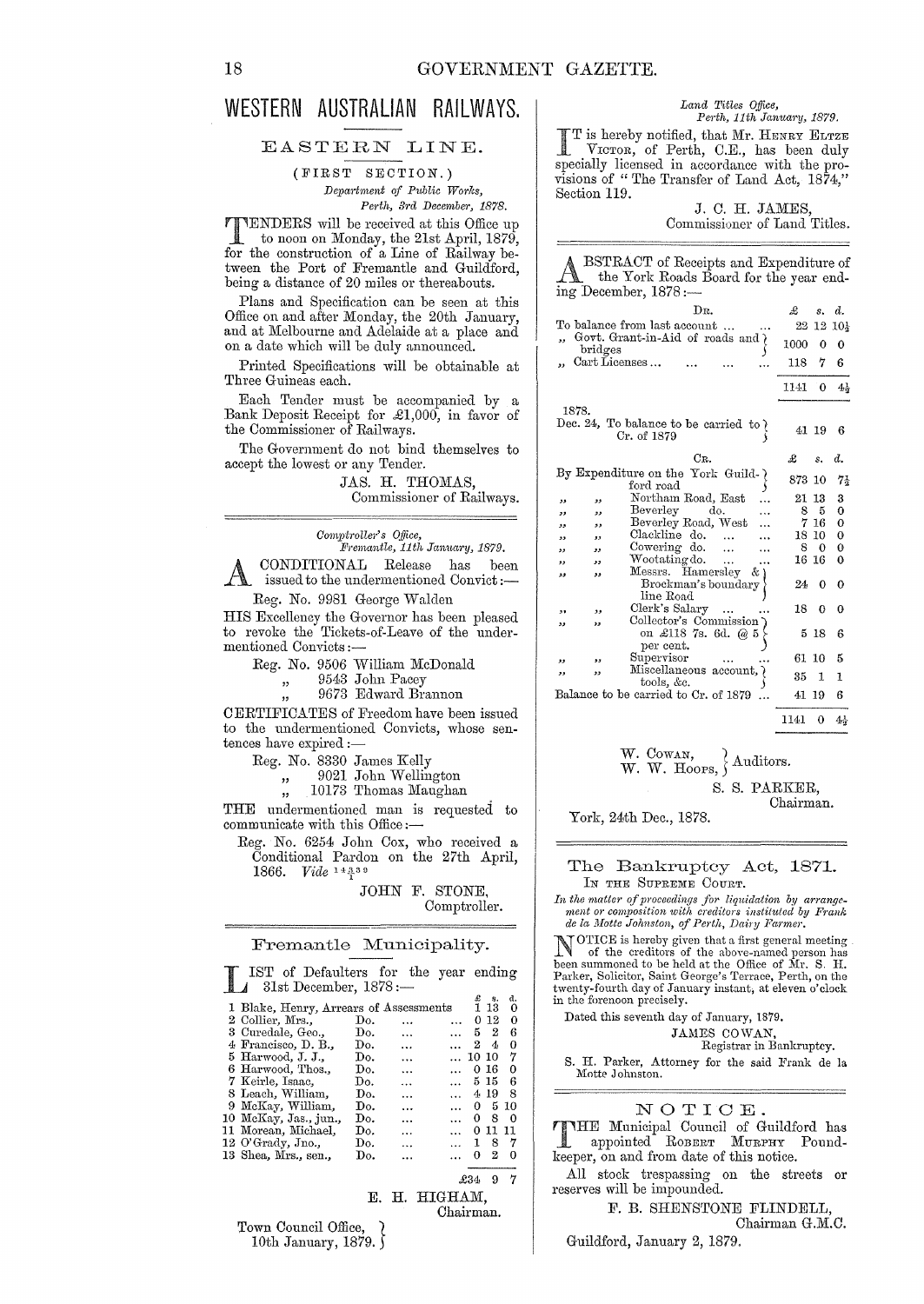# WESTERN AUSTRALIAN RAILWAYS.

## EASTERN LINE.

### (FIRST SECTION.)

*Department of Public Works,*
*Perth, 3rd December, 1878.*

TENDERS will be received at this Office up to noon on Monday, the 21st April, 1879, for the construction of a Line of Railway between the Port of Fremantle and Guildford, being a distance of 20 miles or thereabouts.

Plans and Specification can be seen at this Office on and after Monday, the 20th January, and at Melbourne and Adelaide at a place and on a date which will be duly announced.

Printed Specifications will be obtainable at Three Guineas each.

Each Tender must be accompanied by a Bank Deposit Receipt for £1,000, in favor of the Commissioner of Railways.

The Government do not bind themselves to accept the lowest or any Tender.

JAS. H. THOMAS,
Commissioner of Railways.

---

*Comptroller's Office,*
*Fremantle, 11th January, 1879.*

A CONDITIONAL Release has been issued to the undermentioned Convict:—

Reg. No. 9981 George Walden

HIS Excellency the Governor has been pleased to revoke the Tickets-of-Leave of the undermentioned Convicts:—

Reg. No. 9506 William McDonald
,, 9543 John Pacey
,, 9673 Edward Brannon

CERTIFICATES of Freedom have been issued to the undermentioned Convicts, whose sentences have expired:—

Reg. No. 8330 James Kelly
,, 9021 John Wellington
,, 10173 Thomas Maughan

THE undermentioned man is requested to communicate with this Office:—

Reg. No. 6254 John Cox, who received a Conditional Pardon on the 27th April, 1866. *Vide* 14330/1

JOHN F. STONE,
Comptroller.

---

## Fremantle Municipality.

LIST of Defaulters for the year ending 31st December, 1878:—

| | | £ | s. | d. |
|---|---|---|---|---|
| 1 Blake, Henry, Arrears of Assessments | | 1 | 13 | 0 |
| 2 Collier, Mrs., | Do. | 0 | 12 | 0 |
| 3 Curedale, Geo., | Do. | 5 | 2 | 6 |
| 4 Francisco, D. B., | Do. | 2 | 4 | 0 |
| 5 Harwood, J. J., | Do. | 10 | 10 | 7 |
| 6 Harwood, Thos., | Do. | 0 | 16 | 0 |
| 7 Keirle, Isaac, | Do. | 5 | 15 | 6 |
| 8 Leach, William, | Do. | 4 | 19 | 8 |
| 9 McKay, William, | Do. | 0 | 5 | 10 |
| 10 McKay, Jas., jun., | Do. | 0 | 8 | 0 |
| 11 Morean, Michael, | Do. | 0 | 11 | 11 |
| 12 O'Grady, Jno., | Do. | 1 | 8 | 7 |
| 13 Shea, Mrs., sen., | Do. | 0 | 2 | 0 |
| | | £34 | 9 | 7 |

E. H. HIGHAM,
Chairman.

Town Council Office,
10th January, 1879.

---

*Land Titles Office,*
*Perth, 11th January, 1879.*

IT is hereby notified, that Mr. HENRY ELTZE VICTOR, of Perth, C.E., has been duly specially licensed in accordance with the provisions of "The Transfer of Land Act, 1874," Section 119.

J. C. H. JAMES,
Commissioner of Land Titles.

---

ABSTRACT of Receipts and Expenditure of the York Roads Board for the year ending December, 1878:—

| DR. | £ | s. | d. |
|---|---|---|---|
| To balance from last account ... | 22 | 12 | 10½ |
| ,, Govt. Grant-in-Aid of roads and bridges | 1000 | 0 | 0 |
| ,, Cart Licenses ... | 118 | 7 | 6 |
| | 1141 | 0 | 4½ |
| 1878. Dec. 24, To balance to be carried to Cr. of 1879 | 41 | 19 | 6 |

| CR. | £ | s. | d. |
|---|---|---|---|
| By Expenditure on the York Guildford road | 873 | 10 | 7½ |
| ,, ,, Northam Road, East ... | 21 | 13 | 3 |
| ,, ,, Beverley do. ... | 8 | 5 | 0 |
| ,, ,, Beverley Road, West ... | 7 | 16 | 0 |
| ,, ,, Clackline do. ... | 18 | 10 | 0 |
| ,, ,, Cowering do. ... | 8 | 0 | 0 |
| ,, ,, Wootating do. ... | 16 | 16 | 0 |
| ,, ,, Messrs. Hamersley & Brockman's boundary line Road | 24 | 0 | 0 |
| ,, ,, Clerk's Salary ... | 18 | 0 | 0 |
| ,, ,, Collector's Commission on £118 7s. 6d. @ 5 per cent. | 5 | 18 | 6 |
| ,, ,, Supervisor ... | 61 | 10 | 5 |
| ,, ,, Miscellaneous account, tools, &c. | 35 | 1 | 1 |
| Balance to be carried to Cr. of 1879 ... | 41 | 19 | 6 |
| | 1141 | 0 | 4½ |

W. COWAN,
W. W. HOOPS, } Auditors.

S. S. PARKER,
Chairman.

York, 24th Dec., 1878.

---

## The Bankruptcy Act, 1871.

IN THE SUPREME COURT.

*In the matter of proceedings for liquidation by arrangement or composition with creditors instituted by Frank de la Motte Johnston, of Perth, Dairy Farmer.*

NOTICE is hereby given that a first general meeting of the creditors of the above-named person has been summoned to be held at the Office of Mr. S. H. Parker, Solicitor, Saint George's Terrace, Perth, on the twenty-fourth day of January instant, at eleven o'clock in the forenoon precisely.

Dated this seventh day of January, 1879.

JAMES COWAN,
Registrar in Bankruptcy.

S. H. Parker, Attorney for the said Frank de la Motte Johnston.

---

## NOTICE.

THE Municipal Council of Guildford has appointed ROBERT MURPHY Poundkeeper, on and from date of this notice.

All stock trespassing on the streets or reserves will be impounded.

F. B. SHENSTONE FLINDELL,
Chairman G.M.C.

Guildford, January 2, 1879.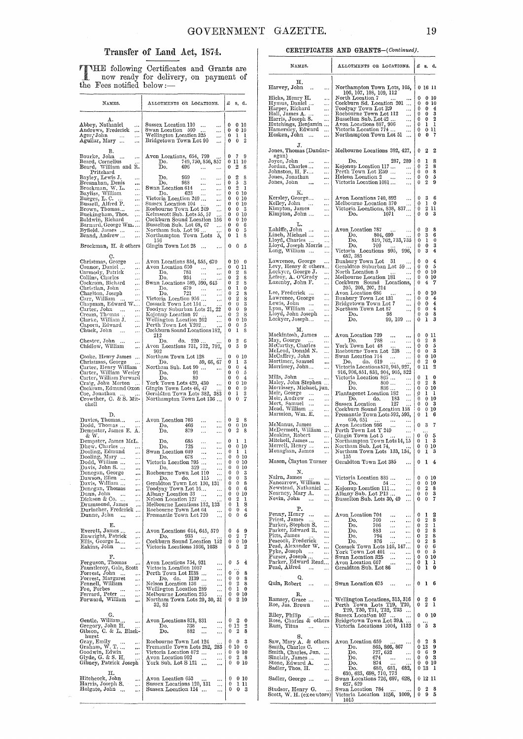## Transfer of Land Act, 1874.

THE following Certificates and Grants are now ready for delivery, on payment of the Fees notified below:—

| NAMES. | ALLOTMENTS OR LOCATIONS. | £ | s. | d. |
|---|---|---|---|---|
| **A.** | | | | |
| Abbey, Nathaniel | Sussex Location 110 | 0 | 0 | 10 |
| Andrews, Frederick | Swan Location 590 | 0 | 0 | 10 |
| Ager, John | Wellington Location 325 | 0 | 1 | 1 |
| Aguilar, Mary | Bridgetown Town Lot 90 | 0 | 0 | 2 |
| **B.** | | | | |
| Bourke, John | Avon Locations, 654, 799 | 0 | 7 | 9 |
| Beard, Cornelius | Do. 749, 750, 856, 857 | 0 | 11 | 10 |
| Beard, William and R. Pritchard | Do. 696 | 0 | 2 | 8 |
| Bayley, Lewis J. | Do. 939 | 0 | 2 | 8 |
| Bresnahan, Denis | Do. 988 | 0 | 5 | 3 |
| Brockman, W. L. | Swan Location 614 | 0 | 2 | 1 |
| Bayliss, William | Do. 623 | 0 | 0 | 10 |
| Burges, L. C. | Victoria Location 249 | 0 | 0 | 10 |
| Bussell, Alfred P. | Sussex Location 104 | 0 | 0 | 10 |
| Brown, Thomas | Roebourne Town Lot 249 | 0 | 0 | 3 |
| Buckingham, Thos. | Kelmscott Sub. Lots 55, 57 | 0 | 0 | 10 |
| Baldwin, Richard | Cockburn Sound Location 156 | 0 | 0 | 10 |
| Barnard, George Wm. | Busselton Sub. Lot 68, 67 | 0 | 0 | 6 |
| Byfield, James | Northam Sub. Lot 96 | 0 | 0 | 5 |
| Brand, Andrew | Northampton Town Lots 5, 6 | 0 | 1 | 8 |
| Brockman, H. & others | Gingin Town Lot 28 | 0 | 0 | 5 |
| **C.** | | | | |
| Christmas, George | Avon Locations 854, 855, 670 | 0 | 10 | 0 |
| Connor, Daniel | Avon Location 650 | 0 | 0 | 11 |
| Carmody, Patrick | Do. 781 | 0 | 2 | 8 |
| Collins, Charles | Do. 934 | 0 | 2 | 8 |
| Cockram, Richard | Swan Locations 589, 590, 643 | 0 | 2 | 8 |
| Christian, John | Do. 679 | 0 | 1 | 0 |
| Charlton, Joseph | Do. 721 | 0 | 2 | 8 |
| Carr, William | Victoria Location 956 | 0 | 2 | 8 |
| Chapman, Edward W. | Cossack Town Lot 194 | 0 | 0 | 3 |
| Carter, John | Toodyay Suburban Lots 21, 22 | 0 | 0 | 9 |
| Cream, Thomas | Kojonup Location 97 | 0 | 2 | 8 |
| Clarke, William J. | Wellington Location 262 | 0 | 0 | 10 |
| Caporn, Edward | Perth Town Lot Y202 | 0 | 0 | 5 |
| Chuck, John | Cockburn Sound Locations 182, 212 | 0 | 1 | 8 |
| Chester, John | Do. do. 220 | 0 | 2 | 6 |
| Chidlow, William | Avon Locations 731, 732, 792, 902 | 0 | 5 | 9 |
| Cooke, Henry James | Northam Town Lot 128 | 0 | 0 | 10 |
| Christmas, George | Do. 59, 66, 67 | 0 | 1 | 3 |
| Carter, Henry William | Northam Sub. Lot 90 | 0 | 0 | 4 |
| Carter, William Wesley | Do. 91 | 0 | 0 | 5 |
| Carter, William Forward | Do. 89 | 0 | 0 | 4 |
| Craig, John Morton | York Town Lots 429, 430 | 0 | 0 | 10 |
| Cockram, Edmund Oxon | Gingin Town Lots 46, 47 | 0 | 0 | 9 |
| Coe, Jonathan | Geraldton Town Lots 382, 383 | 0 | 1 | 3 |
| Crowther, C. & S. Mitchell | Northampton Town Lot 136 | 0 | 0 | 7 |
| **D.** | | | | |
| Davies, Thomas | Avon Location 703 | 0 | 2 | 8 |
| Dodd, Thomas | Do. 466 | 0 | 0 | 10 |
| Dempster, James E. A. & W. | Do. 879 | 0 | 2 | 8 |
| Dempster, James McL. | Do. 685 | 0 | 1 | 1 |
| Dhew, Charles | Do. 725 | 0 | 0 | 10 |
| Dooling, Edmund | Swan Location 649 | 0 | 1 | 1 |
| Dooling, Mary | Do. 678 | 0 | 0 | 10 |
| Dodd, William | Victoria Location 795 | 0 | 0 | 10 |
| Davis, John S. | Do. 329 | 0 | 0 | 10 |
| Donegan, George | Roebourne Town Lot 110 | 0 | 0 | 3 |
| Dawson, Ellen | Do. do. 115 | 0 | 0 | 3 |
| Davis, William | Geraldton Town Lot 130, 131 | 0 | 0 | 8 |
| Donegan, Thomas | Toodyay Town Lot 16 | 0 | 0 | 6 |
| Dunn, John | Albany Location 33 | 0 | 0 | 10 |
| Dickson & Co. | Nelson Location 127 | 0 | 2 | 1 |
| Drummond, James | Melbourne Locations 132, 133 | 0 | 1 | 8 |
| Durlacher, Frederick | Roebourne Town Lot 64 | 0 | 0 | 4 |
| Dunne, John | Fremantle Town Lot 720 | 0 | 0 | 6 |
| **E.** | | | | |
| Everett, James | Avon Locations 644, 645, 579 | 0 | 4 | 9 |
| Enwright, Patrick | Do. 933 | 0 | 2 | 7 |
| Ellis, George L. | Cockburn Sound Location 152 | 0 | 0 | 10 |
| Eakins, John | Victoria Locations 1036, 1038 | 0 | 5 | 2 |
| **F.** | | | | |
| Ferguson, Thomas | Avon Locations 754, 931 | 0 | 5 | 4 |
| Fauntleroy, Gale, Scott | Victoria Location 1057 | | | |
| Forrest, John | Perth Town Lot H38 | 0 | 0 | 8 |
| Forrest, Margaret | Do. do. H39 | 0 | 0 | 8 |
| Fennell, William | Nelson Location 136 | 0 | 2 | 8 |
| Fee, Forbes | Wellington Location 289 | 0 | 1 | 0 |
| Ferrard, Peter | Melbourne Location 235 | 0 | 0 | 10 |
| Forward, William | Northam Town Lots 29, 30, 31, 32, 82 | 0 | 2 | 10 |
| **G.** | | | | |
| Gentle, William | Avon Locations 821, 831 | 0 | 2 | 0 |
| Gregory, John H. | Do. 738 | 0 | 12 | 2 |
| Gibson, C. & L. Blackhurst | Do. 882 | 0 | 2 | 8 |
| Gray, Emily | Roebourne Town Lot 124 | 0 | 0 | 3 |
| Graham, W. T. | Fremantle Town Lots 282, 283 | 0 | 10 | 0 |
| Goodwin, Edwin | Victoria Location 872 | 0 | 0 | 10 |
| Glyde, G. & S. H. | Avon Location 992 | 0 | 2 | 8 |
| Gibney, Patrick Joseph | York Sub. Lot S 121 | 0 | 0 | 10 |
| **H.** | | | | |
| Hitchcock, John | Avon Location 653 | 0 | 0 | 10 |
| Harris, Joseph S. | Sussex Locations 120, 131 | 0 | 1 | 11 |
| Holgate, John | Sussex Location 124 | 0 | 0 | 3 |

**CERTIFICATES AND GRANTS**—(*Continued*).

| NAMES. | ALLOTMENTS OR LOCATIONS. | £ | s. | d. |
|---|---|---|---|---|
| **H.** | | | | |
| Harvey, John | Northampton Town Lots, 105, 106, 107, 108, 109, 112 | 0 | 16 | 11 |
| Hicks, Henry H. | North Location 7 | 0 | 0 | 10 |
| Hymus, Daniel | Cockburn Sd. Location 201 | 0 | 0 | 10 |
| Harper, Richard | Toodyay Town Lot R9 | 0 | 0 | 4 |
| Hall, James A. | Roebourne Town Lot 112 | 0 | 0 | 3 |
| Harris, Joseph S. | Busselton Sub. Lot 42 | 0 | 0 | 2 |
| Hutchings, Benjamin | Avon Locations 887, 906 | 0 | 1 | 1 |
| Hamersley, Edward | Victoria Location 774 | 0 | 0 | 11 |
| Hosken, John | Northampton Town Lot 51 | 0 | 0 | 7 |
| **J.** | | | | |
| Jones, Thomas (Dandaragan) | Melbourne Locations 392, 427, | 0 | 2 | 2 |
| Joyce, John | Do. 287, 289 | 0 | 1 | 8 |
| Jordan, Charles | Kojonup Location 117 | 0 | 2 | 8 |
| Johnston, H. F. | Perth Town Lot E59 | 0 | 0 | 8 |
| Jones, Jonathan | Helena Location 2 | 0 | 0 | 5 |
| Jones, John | Victoria Location 1081 | 0 | 2 | 9 |
| **K.** | | | | |
| Kersley, George | Avon Locations 740, 892 | 0 | 3 | 6 |
| Kelley, John | Melbourne Location 370 | 0 | 1 | 0 |
| Kimpton, James | Victoria Locations, 838, 837 | 0 | 2 | 11 |
| Kimpton, John | Do. 1071 | 0 | 0 | 3 |
| **L.** | | | | |
| Lahiffe, John | Avon Location 787 | 0 | 2 | 8 |
| Linch, Michael | Do. 804, 699 | 0 | 3 | 6 |
| Lloyd, Charles | Do. 819, 762, 733, 735 | 0 | 1 | 0 |
| Lloyd, Joseph Morris | Do. 709 | 0 | 0 | 3 |
| Long, William | Victoria Locations 995, 996, 682, 385 | 0 | 3 | 4 |
| Lawrence, George | Bunbury Town Lot 31 | 0 | 0 | 4 |
| Levy, Henry & others | Geraldton Suburban Lot 59 | 0 | 0 | 5 |
| Lockyer, George J. | North Location 5 | 0 | 0 | 10 |
| Lefroy, A. O'Grady | Melbourne Location 181 | 0 | 0 | 10 |
| Lazenby, John F. | Cockburn Sound Locations, 205, 206, 207, 214 | 0 | 4 | 7 |
| Lee, Frederick | Avon Location 686 | 0 | 0 | 10 |
| Lawrence, George | Bunbury Town Lot 131 | 0 | 0 | 4 |
| Lewis, John | Bridgetown Town Lot 7 | 0 | 0 | 4 |
| Lyon, William | Northam Town Lot 87 | 0 | 0 | 4 |
| Lloyd, John Joseph | Do. 98 | 0 | 0 | 8 |
| Lockyer, Joseph | Do. 99, 109 | 0 | 1 | 3 |
| **M.** | | | | |
| Mackintosh, James | Avon Location 739 | 0 | 0 | 11 |
| May, George | Do. 788 | 0 | 2 | 8 |
| McCarthy, Charles | York Town Lot 48 | 0 | 0 | 5 |
| McLeod, Donald N. | Roebourne Town Lot 238 | 0 | 0 | 3 |
| McCaffrey, John | Swan Location 714 | 0 | 0 | 10 |
| Mortimer, Samuel | Do. do. 619 | 0 | 2 | 0 |
| Morrissey, John | Victoria Locations 870, 945, 927, 916, 906, 851, 853, 904, 905, 822 | 0 | 11 | 2 |
| Mills, John | Victoria Location 865 | 0 | 1 | 0 |
| Maley, John Stephen | Do. 800 | 0 | 2 | 8 |
| Morrissey, Michael, jun. | Do. 836 | 0 | 0 | 10 |
| Moir, George | Plantagenet Location 182 | 0 | 1 | 1 |
| Moir, Andrew | Do. do. 183 | 0 | 0 | 10 |
| Mort, Samuel | Sussex Location 127 | 0 | 0 | 3 |
| Mead, William | Cockburn Sound Location 158 | 0 | 0 | 10 |
| Marmion, Wm. E. | Fremantle Town Lots 592, 595, 650, 651 | 0 | 1 | 6 |
| McManus, James | Avon Location 986 | 0 | 3 | 7 |
| McDermott, William | Perth Town Lot Y 249 | | | |
| Meakins, Robert | Gingin Town Lot 5 | 0 | 0 | 5 |
| Mitchell, James | Northampton Town Lots 14, 15 | 0 | 1 | 3 |
| Morrell, Henry | Northam Sub. Lot 74, | 0 | 0 | 10 |
| Monaghan, James | Northam Town Lots 133, 134, 135 | 0 | 1 | 3 |
| Mason, Clayton Turner | Geraldton Town Lot 385 | 0 | 1 | 4 |
| **N.** | | | | |
| Nairn, James | Victoria Location 885 | 0 | 0 | 10 |
| Nancarrow, William | Do. 54 | 0 | 0 | 10 |
| Newstead, Nathaniel | Kojonup Location 111 | 0 | 2 | 8 |
| Nearney, Mary A. | Albany Sub. Lot P13 | 0 | 0 | 3 |
| Nevin, John | Busselton Sub. Lots 30, 49 | 0 | 0 | 7 |
| **P.** | | | | |
| Penny, Henry | Avon Location 704 | 0 | 1 | 2 |
| Priest, James | Do. 760 | 0 | 2 | 8 |
| Parker, Stephen S. | Do. 706 | 0 | 2 | 1 |
| Parker, Edward R. | Do. 883 | 0 | 2 | 8 |
| Pitts, James | Do. 794 | 0 | 2 | 8 |
| Peacock, Frederick | Do. 876 | 0 | 2 | 8 |
| Pead, Alexander W. | Cossack Town Lots 146, 147 | 0 | 0 | 6 |
| Pyke, Joseph | York Town Lot 401 | 0 | 0 | 5 |
| Purser, Joseph | Swan Location 325 | 0 | 0 | 10 |
| Parker, Edward Read | Avon Location 687 | 0 | 1 | 1 |
| Pead, Alfred | Geraldton Sub. Lot 86 | 0 | 1 | 0 |
| **Q.** | | | | |
| Quin, Robert | Swan Location 675 | 0 | 1 | 6 |
| **R.** | | | | |
| Ramsey, Grace | Wellington Locations, 315, 316 | 0 | 2 | 6 |
| Roe, Jas. Brown | Perth Town Lots T19, T20, T29, T30, T31, T32, T33 | 0 | 2 | 1 |
| Riley, Philip | Sussex Location 107 | 0 | 0 | 10 |
| Rose, Charles & others | Bridgetown Town Lot 39A | | | |
| Russ, Titus | Victoria Locations 1004, 1132 | 0 | 5 | 3 |
| **S.** | | | | |
| Saw, Mary A. & others | Avon Location 659 | 0 | 2 | 8 |
| Smith, Charles C. | Do. 865, 866, 867 | 0 | 13 | 9 |
| Smith, Charles, Jun. | Do. 727, 652 | 0 | 6 | 9 |
| Sinclair, James | Do. 674 | 0 | 0 | 3 |
| Stone, Edward A. | Do. 874 | 0 | 0 | 10 |
| Sadler, Thos. H. | Do. 680, 681, 682, 630, 683, 698, 710, 773 | 0 | 13 | 1 |
| Sadler, George | Swan Locations 726, 697, 628, 627, 629 | 0 | 12 | 11 |
| Studsor, Henry G. | Swan Location 784 | 0 | 2 | 8 |
| Scott, W. H. (executors) | Victoria Location 1056, 1009, 1015 | 0 | 9 | 5 |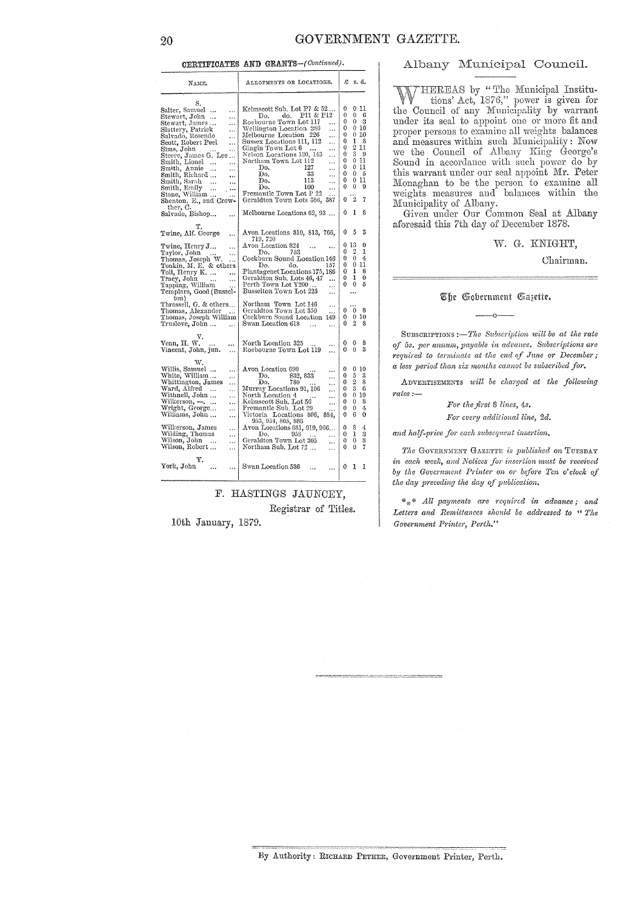CERTIFICATES AND GRANTS—*(Continued).*

| NAME. | ALLOTMENTS OR LOCATIONS. | £ s. d. |
|---|---|---|
| S. | | |
| Salter, Samuel ... ... | Kelmscott Sub. Lot P7 & 52 ... | 0 0 11 |
| Stewart, John ... ... | Do. do. P11 & P12 | 0 0 6 |
| Stewart, James ... ... | Roebourne Town Lot 117 ... | 0 0 3 |
| Slattery, Patrick ... | Wellington Location 280 ... | 0 0 10 |
| Salvado, Rosendo ... | Melbourne Location 226 ... | 0 0 10 |
| Scott, Robert Peel ... | Sussex Locations 111, 112 ... | 0 1 8 |
| Sims, John ... ... | Gingin Town Lot 6 ... ... | 0 2 11 |
| Steere, James G. Lee ... | Nelson Locations 130, 143 ... | 0 3 9 |
| Smith, Lionel ... ... | Northam Town Lot 112 ... | 0 0 11 |
| Smith, Annie ... ... | Do. 127 ... | 0 0 11 |
| Smith, Richard ... ... | Do. 33 ... | 0 0 5 |
| Smith, Sarah ... ... | Do. 113 ... | 0 0 11 |
| Smith, Emily ... ... | Do. 100 ... | 0 0 9 |
| Stone, William ... ... | Fremantle Town Lot P 22 ... | ... |
| Shenton, E., and Crowther, C. | Geraldton Town Lots 386, 387 | 0 2 7 |
| Salvado, Bishop... ... | Melbourne Locations 62, 93 ... | 0 1 8 |
| T. | | |
| Twine, Alf. George ... | Avon Locations 810, 813, 766, 719, 720 | 0 5 3 |
| Twine, Henry J... ... | Avon Location 824 ... ... | 0 13 0 |
| Taylor, John ... ... | Do. 753 | 0 2 1 |
| Thomas, Joseph W. ... | Cockburn Sound Location 146 | 0 0 4 |
| Tonkin, M. E. & others | Do. do. 157 | 0 0 11 |
| Toll, Henry K. ... ... | Plantagenet Locations 175, 186 | 0 1 8 |
| Tracy, John ... ... | Geraldton Sub. Lots 46, 47 ... | 0 1 0 |
| Tapping, William ... | Perth Town Lot Y200 ... ... | 0 0 5 |
| Templars, Good (Busselton) | Busselton Town Lot 225 ... | ... |
| Throssell, G. & others... | Northam Town Lot 146 ... | ... |
| Thomas, Alexander ... | Geraldton Town Lot 350 ... | 0 0 8 |
| Thomas, Joseph William | Cockburn Sound Location 149 | 0 0 10 |
| Truslove, John ... ... | Swan Location 618 ... ... | 0 2 8 |
| V. | | |
| Venn, H. W. ... ... | North Location 325 ... ... | 0 0 8 |
| Vincent, John, jun. ... | Roebourne Town Lot 119 ... | 0 0 3 |
| W. | | |
| Willis, Samuel ... ... | Avon Location 690 ... ... | 0 0 10 |
| White, William ... ... | Do. 832, 833 ... | 0 5 3 |
| Whittington, James ... | Do. 780 ... ... | 0 2 8 |
| Ward, Alfred ... ... | Murray Locations 91, 106 ... | 0 3 6 |
| Withnell, John ... ... | North Location 4 ... ... | 0 0 10 |
| Wilkerson, —. ... ... | Kelmscott Sub. Lot 56 ... | 0 0 8 |
| Wright, George... ... | Fremantle Sub. Lot 29 ... | 0 0 4 |
| Williams, John ... ... | Victoria Locations 806, 884, 953, 954, 865, 886 | 0 6 0 |
| Wilkerson, James ... | Avon Locations 681, 919, 966... | 0 8 4 |
| Wilding, Thomas ... | Do. 953 ... ... | 0 1 3 |
| Wilson, John ... ... | Geraldton Town Lot 305 ... | 0 0 8 |
| Wilson, Robert ... ... | Northam Sub. Lot 72 ... ... | 0 0 7 |
| Y. | | |
| York, John ... ... | Swan Location 586 ... ... | 0 1 1 |

F. HASTINGS JAUNCEY,
Registrar of Titles.

10th January, 1879.

## Albany Municipal Council.

WHEREAS by "The Municipal Institutions' Act, 1876," power is given for the Council of any Municipality by warrant under its seal to appoint one or more fit and proper persons to examine all weights balances and measures within such Municipality: Now we the Council of Albany King George's Sound in accordance with such power do by this warrant under our seal appoint Mr. Peter Monaghan to be the person to examine all weights measures and balances within the Municipality of Albany.

Given under Our Common Seal at Albany aforesaid this 7th day of December 1878.

W. G. KNIGHT,
Chairman.

## The Government Gazette.

SUBSCRIPTIONS :—*The Subscription will be at the rate of 5s. per annum, payable in advance. Subscriptions are required to terminate at the end of June or December; a less period than six months cannot be subscribed for.*

ADVERTISEMENTS *will be charged at the following rates :—*

*For the first 8 lines, 4s.*

*For every additional line, 2d.*

*and half-price for each subsequent insertion.*

*The* GOVERNMENT GAZETTE *is published on* TUESDAY *in each week, and Notices for insertion must be received by the Government Printer on or before Ten o'clock of the day preceding the day of publication.*

\*\*\* *All payments are required in advance; and Letters and Remittances should be addressed to "The Government Printer, Perth."*

By Authority: RICHARD PETHER, Government Printer, Perth.